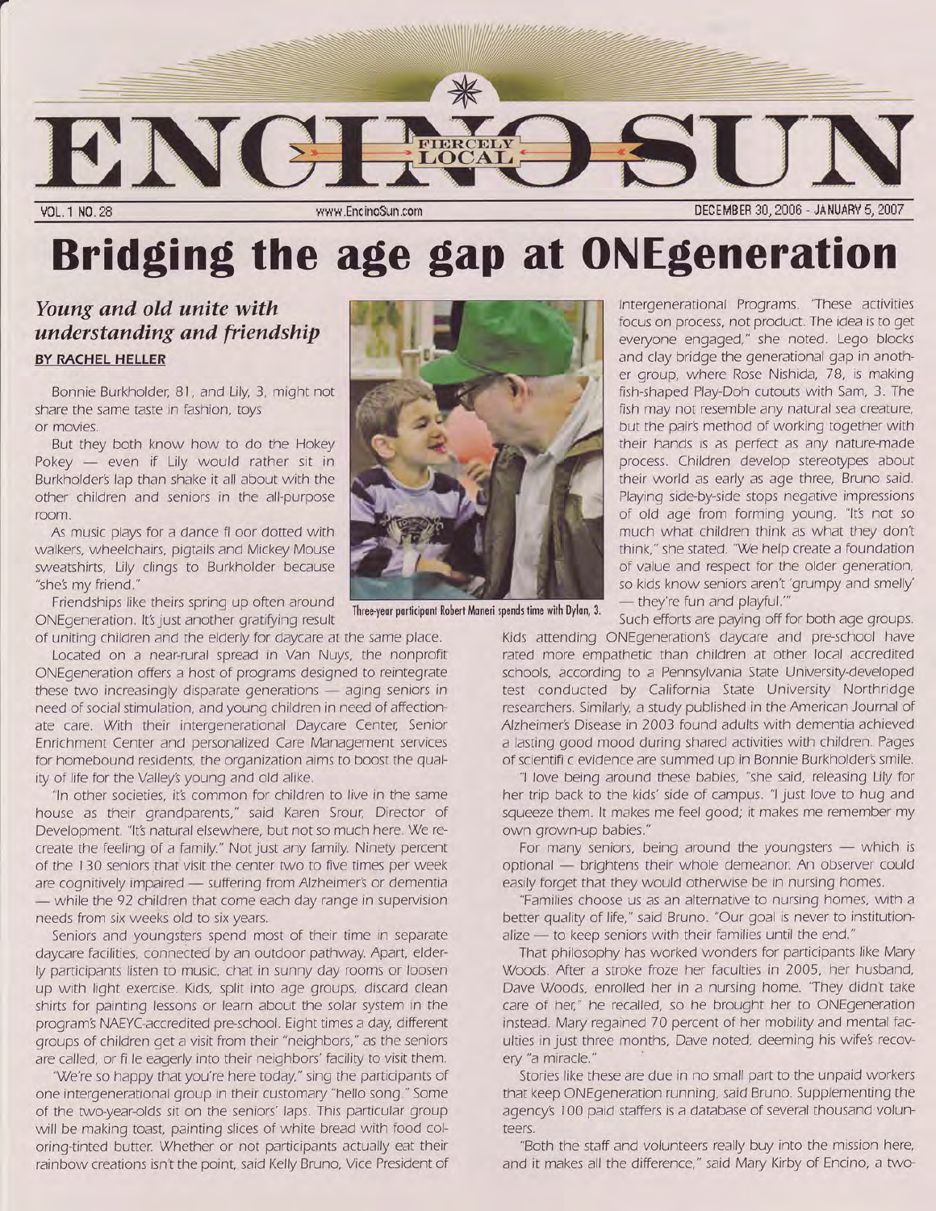# ENCINO SUN

**FIERCELY LOCAL**

VOL. 1 NO. 28 · www.EncinoSun.com · DECEMBER 30, 2006 - JANUARY 5, 2007

# Bridging the age gap at ONEgeneration

## *Young and old unite with understanding and friendship*

**BY RACHEL HELLER**

Bonnie Burkholder, 81, and Lily, 3, might not share the same taste in fashion, toys or movies.

But they both know how to do the Hokey Pokey — even if Lily would rather sit in Burkholder's lap than shake it all about with the other children and seniors in the all-purpose room.

As music plays for a dance fl oor dotted with walkers, wheelchairs, pigtails and Mickey Mouse sweatshirts, Lily clings to Burkholder because "she's my friend."

Friendships like theirs spring up often around ONEgeneration. It's just another gratifying result of uniting children and the elderly for daycare at the same place.

Three-year participant Robert Maneri spends time with Dylan, 3.

Located on a near-rural spread in Van Nuys, the nonprofit ONEgeneration offers a host of programs designed to reintegrate these two increasingly disparate generations — aging seniors in need of social stimulation, and young children in need of affectionate care. With their intergenerational Daycare Center, Senior Enrichment Center and personalized Care Management services for homebound residents, the organization aims to boost the quality of life for the Valley's young and old alike.

"In other societies, it's common for children to live in the same house as their grandparents," said Karen Srour, Director of Development. "It's natural elsewhere, but not so much here. We recreate the feeling of a family." Not just any family. Ninety percent of the 130 seniors that visit the center two to five times per week are cognitively impaired — suffering from Alzheimer's or dementia — while the 92 children that come each day range in supervision needs from six weeks old to six years.

Seniors and youngsters spend most of their time in separate daycare facilities, connected by an outdoor pathway. Apart, elderly participants listen to music, chat in sunny day rooms or loosen up with light exercise. Kids, split into age groups, discard clean shirts for painting lessons or learn about the solar system in the program's NAEYC-accredited pre-school. Eight times a day, different groups of children get a visit from their "neighbors," as the seniors are called, or fi le eagerly into their neighbors' facility to visit them.

"We're so happy that you're here today," sing the participants of one intergenerational group in their customary "hello song." Some of the two-year-olds sit on the seniors' laps. This particular group will be making toast, painting slices of white bread with food coloring-tinted butter. Whether or not participants actually eat their rainbow creations isn't the point, said Kelly Bruno, Vice President of Intergenerational Programs. "These activities focus on process, not product. The idea is to get everyone engaged," she noted. Lego blocks and clay bridge the generational gap in another group, where Rose Nishida, 78, is making fish-shaped Play-Doh cutouts with Sam, 3. The fish may not resemble any natural sea creature, but the pair's method of working together with their hands is as perfect as any nature-made process. Children develop stereotypes about their world as early as age three, Bruno said. Playing side-by-side stops negative impressions of old age from forming young. "It's not so much what children think as what they don't think," she stated. "We help create a foundation of value and respect for the older generation, so kids know seniors aren't 'grumpy and smelly' — they're fun and playful.'"

Such efforts are paying off for both age groups. Kids attending ONEgeneration's daycare and pre-school have rated more empathetic than children at other local accredited schools, according to a Pennsylvania State University-developed test conducted by California State University Northridge researchers. Similarly, a study published in the American Journal of Alzheimer's Disease in 2003 found adults with dementia achieved a lasting good mood during shared activities with children. Pages of scientifi c evidence are summed up in Bonnie Burkholder's smile.

"I love being around these babies, "she said, releasing Lily for her trip back to the kids' side of campus. "I just love to hug and squeeze them. It makes me feel good; it makes me remember my own grown-up babies."

For many seniors, being around the youngsters — which is optional — brightens their whole demeanor. An observer could easily forget that they would otherwise be in nursing homes.

"Families choose us as an alternative to nursing homes, with a better quality of life," said Bruno. "Our goal is never to institutionalize — to keep seniors with their families until the end."

That philosophy has worked wonders for participants like Mary Woods. After a stroke froze her faculties in 2005, her husband, Dave Woods, enrolled her in a nursing home. "They didn't take care of her," he recalled, so he brought her to ONEgeneration instead. Mary regained 70 percent of her mobility and mental faculties in just three months, Dave noted, deeming his wife's recovery "a miracle."

Stories like these are due in no small part to the unpaid workers that keep ONEgeneration running, said Bruno. Supplementing the agency's 100 paid staffers is a database of several thousand volunteers.

"Both the staff and volunteers really buy into the mission here, and it makes all the difference," said Mary Kirby of Encino, a two-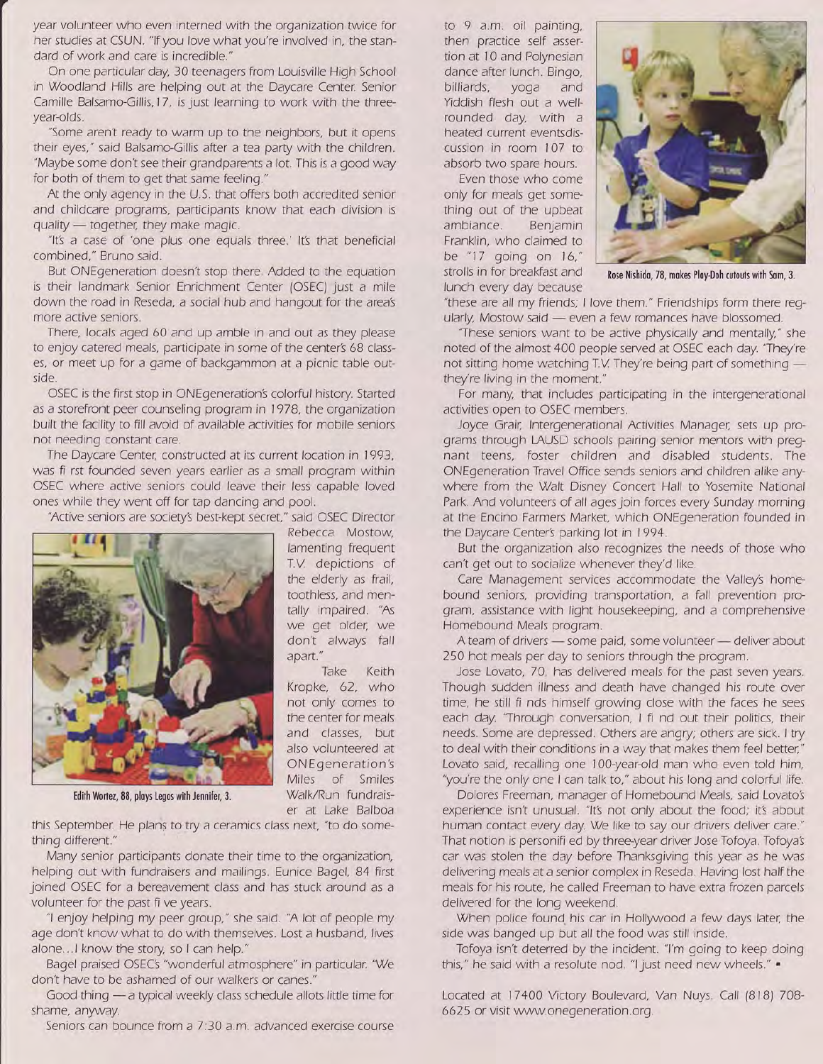year volunteer who even interned with the organization twice for her studies at CSUN. "If you love what you're involved in, the standard of work and care is incredible."

On one particular day, 30 teenagers from Louisville High School in Woodland Hills are helping out at the Daycare Center. Senior Camille Balsamo-Gillis, 17, is just learning to work with the three-year-olds.

"Some aren't ready to warm up to the neighbors, but it opens their eyes," said Balsamo-Gillis after a tea party with the children. "Maybe some don't see their grandparents a lot. This is a good way for both of them to get that same feeling."

At the only agency in the U.S. that offers both accredited senior and childcare programs, participants know that each division is quality — together, they make magic.

"It's a case of 'one plus one equals three.' It's that beneficial combined," Bruno said.

But ONEgeneration doesn't stop there. Added to the equation is their landmark Senior Enrichment Center (OSEC) just a mile down the road in Reseda, a social hub and hangout for the area's more active seniors.

There, locals aged 60 and up amble in and out as they please to enjoy catered meals, participate in some of the center's 68 classes, or meet up for a game of backgammon at a picnic table outside.

OSEC is the first stop in ONEgeneration's colorful history. Started as a storefront peer counseling program in 1978, the organization built the facility to fill avoid of available activities for mobile seniors not needing constant care.

The Daycare Center, constructed at its current location in 1993, was fi rst founded seven years earlier as a small program within OSEC where active seniors could leave their less capable loved ones while they went off for tap dancing and pool.

"Active seniors are society's best-kept secret," said OSEC Director Rebecca Mostow, lamenting frequent T.V. depictions of the elderly as frail, toothless, and mentally impaired. "As we get older, we don't always fall apart."

Edith Wortez, 88, plays Legos with Jennifer, 3.

Take Keith Kropke, 62, who not only comes to the center for meals and classes, but also volunteered at ONEgeneration's Miles of Smiles Walk/Run fundraiser at Lake Balboa this September. He plans to try a ceramics class next, "to do something different."

Many senior participants donate their time to the organization, helping out with fundraisers and mailings. Eunice Bagel, 84 first joined OSEC for a bereavement class and has stuck around as a volunteer for the past fi ve years.

"I enjoy helping my peer group," she said. "A lot of people my age don't know what to do with themselves. Lost a husband, lives alone...I know the story, so I can help."

Bagel praised OSEC's "wonderful atmosphere" in particular. "We don't have to be ashamed of our walkers or canes."

Good thing — a typical weekly class schedule allots little time for shame, anyway.

Seniors can bounce from a 7:30 a.m. advanced exercise course to 9 a.m. oil painting, then practice self assertion at 10 and Polynesian dance after lunch. Bingo, billiards, yoga and Yiddish flesh out a well-rounded day, with a heated current eventsdiscussion in room 107 to absorb two spare hours.

Even those who come only for meals get something out of the upbeat ambiance. Benjamin Franklin, who claimed to be "17 going on 16," strolls in for breakfast and lunch every day because "these are all my friends; I love them." Friendships form there regularly, Mostow said — even a few romances have blossomed.

Rose Nishida, 78, makes Play-Doh cutouts with Sam, 3.

"These seniors want to be active physically and mentally," she noted of the almost 400 people served at OSEC each day. "They're not sitting home watching T.V. They're being part of something — they're living in the moment."

For many, that includes participating in the intergenerational activities open to OSEC members.

Joyce Grair, Intergenerational Activities Manager, sets up programs through LAUSD schools pairing senior mentors with pregnant teens, foster children and disabled students. The ONEgeneration Travel Office sends seniors and children alike anywhere from the Walt Disney Concert Hall to Yosemite National Park. And volunteers of all ages join forces every Sunday morning at the Encino Farmers Market, which ONEgeneration founded in the Daycare Center's parking lot in 1994.

But the organization also recognizes the needs of those who can't get out to socialize whenever they'd like.

Care Management services accommodate the Valley's homebound seniors, providing transportation, a fall prevention program, assistance with light housekeeping, and a comprehensive Homebound Meals program.

A team of drivers — some paid, some volunteer — deliver about 250 hot meals per day to seniors through the program.

Jose Lovato, 70, has delivered meals for the past seven years. Though sudden illness and death have changed his route over time, he still fi nds himself growing close with the faces he sees each day. "Through conversation, I fi nd out their politics, their needs. Some are depressed. Others are angry; others are sick. I try to deal with their conditions in a way that makes them feel better," Lovato said, recalling one 100-year-old man who even told him, "you're the only one I can talk to," about his long and colorful life.

Dolores Freeman, manager of Homebound Meals, said Lovato's experience isn't unusual. "It's not only about the food; it's about human contact every day. We like to say our drivers deliver care." That notion is personifi ed by three-year driver Jose Tofoya. Tofoya's car was stolen the day before Thanksgiving this year as he was delivering meals at a senior complex in Reseda. Having lost half the meals for his route, he called Freeman to have extra frozen parcels delivered for the long weekend.

When police found his car in Hollywood a few days later, the side was banged up but all the food was still inside.

Tofoya isn't deterred by the incident. "I'm going to keep doing this," he said with a resolute nod. "I just need new wheels." ▪

Located at 17400 Victory Boulevard, Van Nuys. Call (818) 708-6625 or visit www.onegeneration.org.